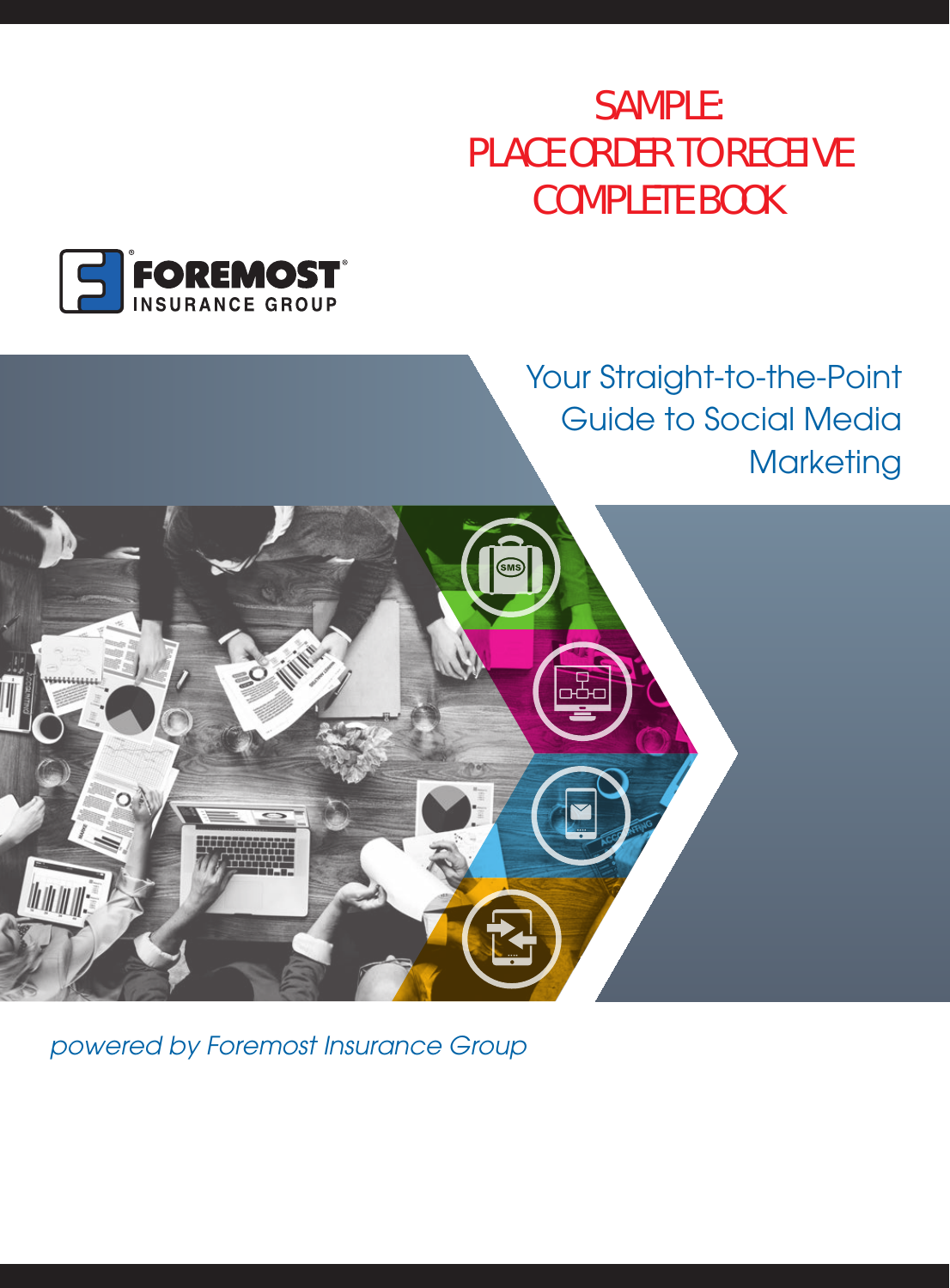SAMPLE:
PLACE ORDER TO RECEIVE
COMPLETE BOOK

FOREMOST
INSURANCE GROUP

# Your Straight-to-the-Point Guide to Social Media Marketing

*powered by Foremost Insurance Group*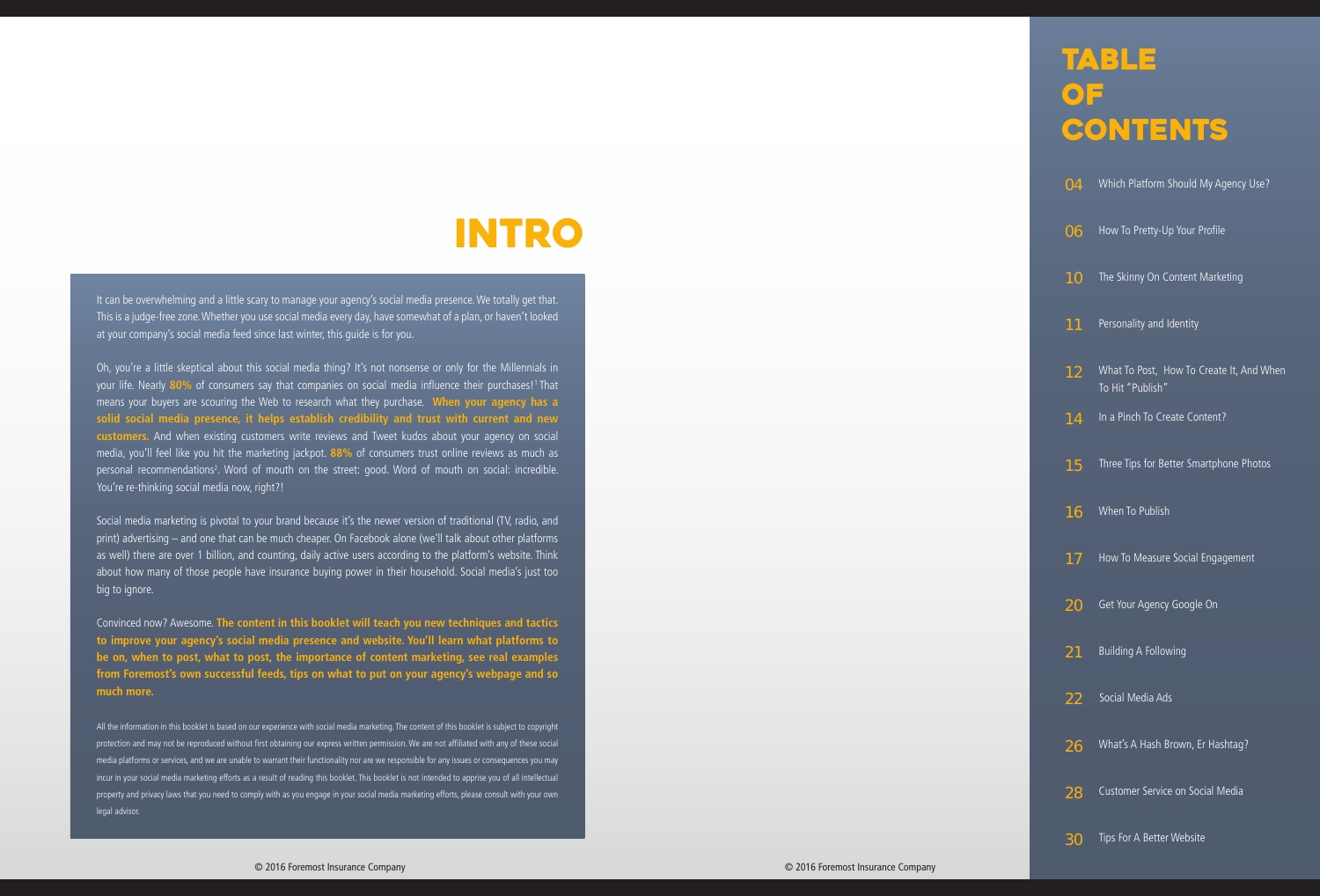# INTRO

It can be overwhelming and a little scary to manage your agency's social media presence. We totally get that. This is a judge-free zone. Whether you use social media every day, have somewhat of a plan, or haven't looked at your company's social media feed since last winter, this guide is for you.

Oh, you're a little skeptical about this social media thing? It's not nonsense or only for the Millennials in your life. Nearly **80%** of consumers say that companies on social media influence their purchases![1] That means your buyers are scouring the Web to research what they purchase. **When your agency has a solid social media presence, it helps establish credibility and trust with current and new customers.** And when existing customers write reviews and Tweet kudos about your agency on social media, you'll feel like you hit the marketing jackpot. **88%** of consumers trust online reviews as much as personal recommendations[2]. Word of mouth on the street: good. Word of mouth on social: incredible. You're re-thinking social media now, right?!

Social media marketing is pivotal to your brand because it's the newer version of traditional (TV, radio, and print) advertising – and one that can be much cheaper. On Facebook alone (we'll talk about other platforms as well) there are over 1 billion, and counting, daily active users according to the platform's website. Think about how many of those people have insurance buying power in their household. Social media's just too big to ignore.

Convinced now? Awesome. **The content in this booklet will teach you new techniques and tactics to improve your agency's social media presence and website. You'll learn what platforms to be on, when to post, what to post, the importance of content marketing, see real examples from Foremost's own successful feeds, tips on what to put on your agency's webpage and so much more.**

All the information in this booklet is based on our experience with social media marketing. The content of this booklet is subject to copyright protection and may not be reproduced without first obtaining our express written permission. We are not affiliated with any of these social media platforms or services, and we are unable to warrant their functionality nor are we responsible for any issues or consequences you may incur in your social media marketing efforts as a result of reading this booklet. This booklet is not intended to apprise you of all intellectual property and privacy laws that you need to comply with as you engage in your social media marketing efforts, please consult with your own legal advisor.

© 2016 Foremost Insurance Company

# TABLE OF CONTENTS

| | |
|---|---|
| 04 | Which Platform Should My Agency Use? |
| 06 | How To Pretty-Up Your Profile |
| 10 | The Skinny On Content Marketing |
| 11 | Personality and Identity |
| 12 | What To Post, How To Create It, And When To Hit "Publish" |
| 14 | In a Pinch To Create Content? |
| 15 | Three Tips for Better Smartphone Photos |
| 16 | When To Publish |
| 17 | How To Measure Social Engagement |
| 20 | Get Your Agency Google On |
| 21 | Building A Following |
| 22 | Social Media Ads |
| 26 | What's A Hash Brown, Er Hashtag? |
| 28 | Customer Service on Social Media |
| 30 | Tips For A Better Website |

© 2016 Foremost Insurance Company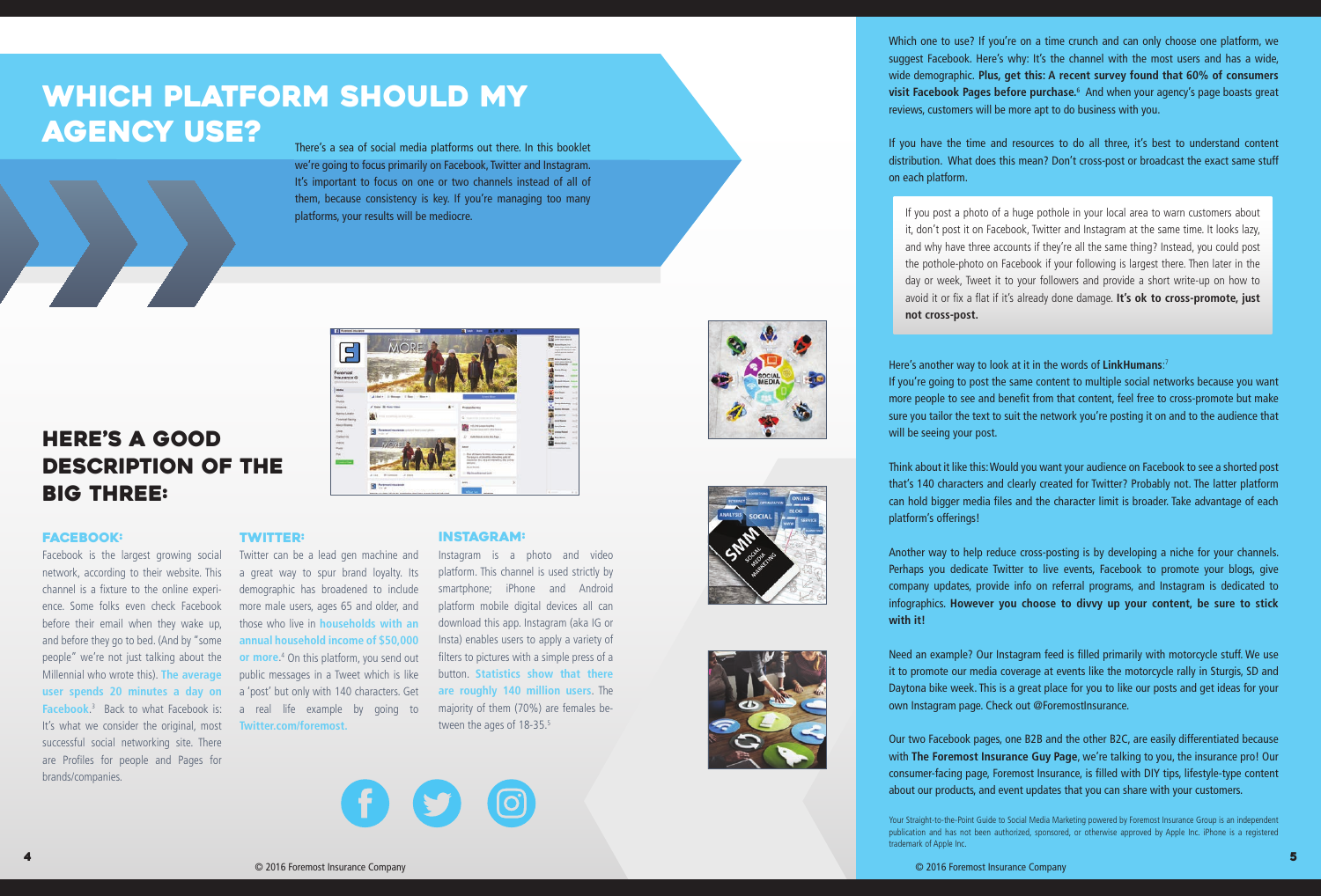# WHICH PLATFORM SHOULD MY AGENCY USE?

There's a sea of social media platforms out there. In this booklet we're going to focus primarily on Facebook, Twitter and Instagram. It's important to focus on one or two channels instead of all of them, because consistency is key. If you're managing too many platforms, your results will be mediocre.

## HERE'S A GOOD DESCRIPTION OF THE BIG THREE:

### FACEBOOK:

Facebook is the largest growing social network, according to their website. This channel is a fixture to the online experience. Some folks even check Facebook before their email when they wake up, and before they go to bed. (And by "some people" we're not just talking about the Millennial who wrote this). The average user spends 20 minutes a day on Facebook.[3] Back to what Facebook is: It's what we consider the original, most successful social networking site. There are Profiles for people and Pages for brands/companies.

### TWITTER:

Twitter can be a lead gen machine and a great way to spur brand loyalty. Its demographic has broadened to include more male users, ages 65 and older, and those who live in households with an annual household income of $50,000 or more.[4] On this platform, you send out public messages in a Tweet which is like a 'post' but only with 140 characters. Get a real life example by going to Twitter.com/foremost.

### INSTAGRAM:

Instagram is a photo and video platform. This channel is used strictly by smartphone; iPhone and Android platform mobile digital devices all can download this app. Instagram (aka IG or Insta) enables users to apply a variety of filters to pictures with a simple press of a button. Statistics show that there are roughly 140 million users. The majority of them (70%) are females between the ages of 18-35.[5]

Which one to use? If you're on a time crunch and can only choose one platform, we suggest Facebook. Here's why: It's the channel with the most users and has a wide, wide demographic. **Plus, get this: A recent survey found that 60% of consumers visit Facebook Pages before purchase.**[6] And when your agency's page boasts great reviews, customers will be more apt to do business with you.

If you have the time and resources to do all three, it's best to understand content distribution. What does this mean? Don't cross-post or broadcast the exact same stuff on each platform.

> If you post a photo of a huge pothole in your local area to warn customers about it, don't post it on Facebook, Twitter and Instagram at the same time. It looks lazy, and why have three accounts if they're all the same thing? Instead, you could post the pothole-photo on Facebook if your following is largest there. Then later in the day or week, Tweet it to your followers and provide a short write-up on how to avoid it or fix a flat if it's already done damage. **It's ok to cross-promote, just not cross-post.**

Here's another way to look at it in the words of **LinkHumans**:[7]
If you're going to post the same content to multiple social networks because you want more people to see and benefit from that content, feel free to cross-promote but make sure you tailor the text to suit the network you're posting it on and to the audience that will be seeing your post.

Think about it like this: Would you want your audience on Facebook to see a shorted post that's 140 characters and clearly created for Twitter? Probably not. The latter platform can hold bigger media files and the character limit is broader. Take advantage of each platform's offerings!

Another way to help reduce cross-posting is by developing a niche for your channels. Perhaps you dedicate Twitter to live events, Facebook to promote your blogs, give company updates, provide info on referral programs, and Instagram is dedicated to infographics. **However you choose to divvy up your content, be sure to stick with it!**

Need an example? Our Instagram feed is filled primarily with motorcycle stuff. We use it to promote our media coverage at events like the motorcycle rally in Sturgis, SD and Daytona bike week. This is a great place for you to like our posts and get ideas for your own Instagram page. Check out @ForemostInsurance.

Our two Facebook pages, one B2B and the other B2C, are easily differentiated because with **The Foremost Insurance Guy Page**, we're talking to you, the insurance pro! Our consumer-facing page, Foremost Insurance, is filled with DIY tips, lifestyle-type content about our products, and event updates that you can share with your customers.

Your Straight-to-the-Point Guide to Social Media Marketing powered by Foremost Insurance Group is an independent publication and has not been authorized, sponsored, or otherwise approved by Apple Inc. iPhone is a registered trademark of Apple Inc.

© 2016 Foremost Insurance Company